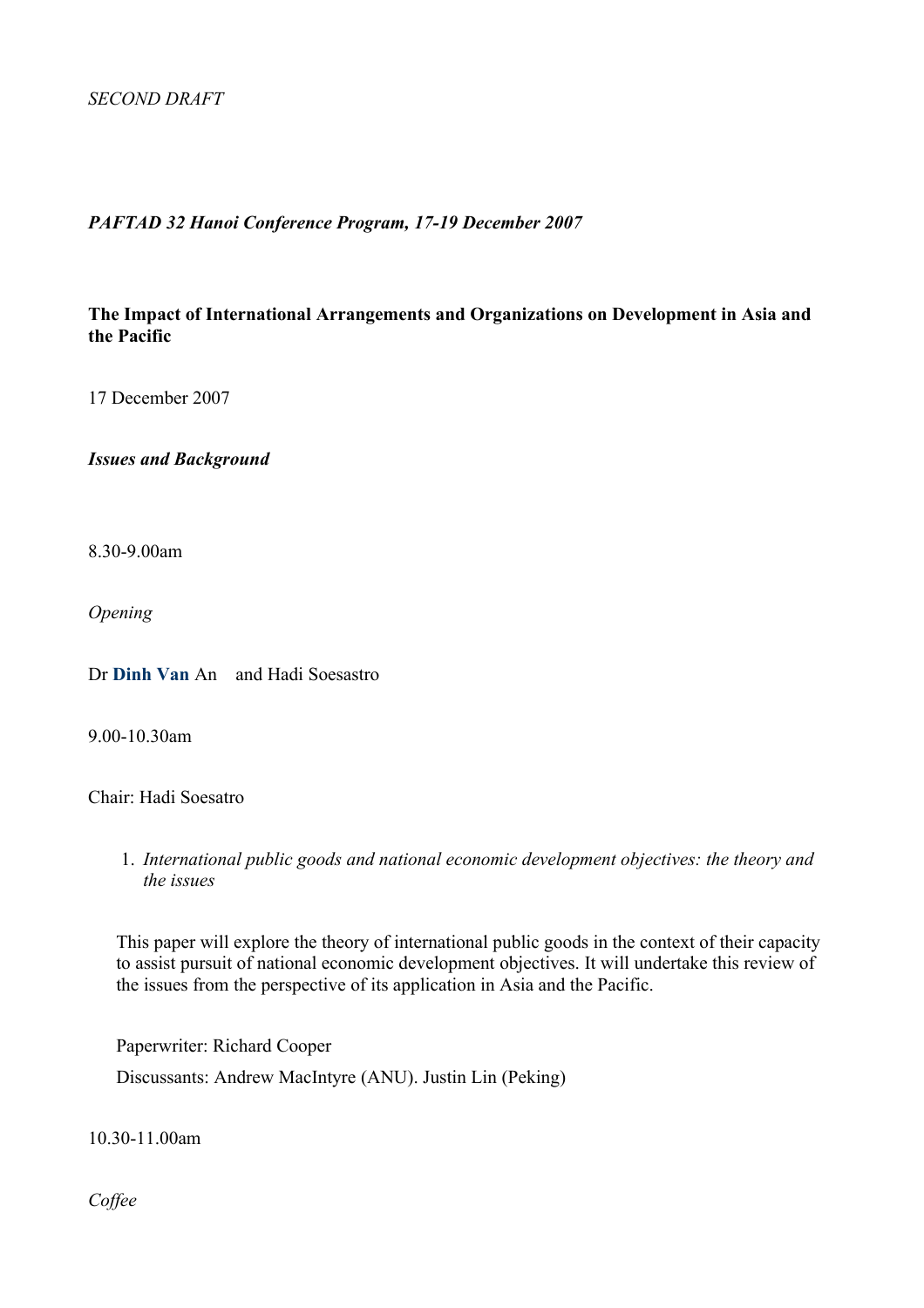*SECOND DRAFT*

***PAFTAD 32 Hanoi Conference Program, 17-19 December 2007***

**The Impact of International Arrangements and Organizations on Development in Asia and the Pacific**

17 December 2007

***Issues and Background***

8.30-9.00am

*Opening*

Dr **Dinh Van** An and Hadi Soesastro

9.00-10.30am

Chair: Hadi Soesatro

1. *International public goods and national economic development objectives: the theory and the issues*

   This paper will explore the theory of international public goods in the context of their capacity to assist pursuit of national economic development objectives. It will undertake this review of the issues from the perspective of its application in Asia and the Pacific.

   Paperwriter: Richard Cooper

   Discussants: Andrew MacIntyre (ANU). Justin Lin (Peking)

10.30-11.00am

*Coffee*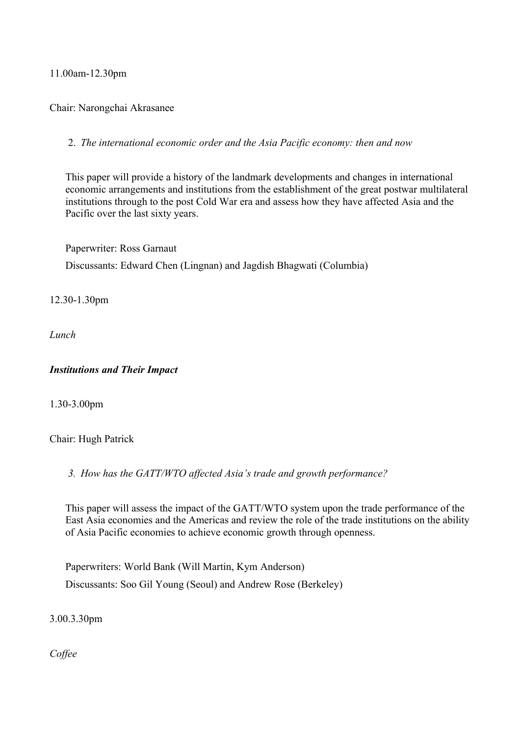11.00am-12.30pm

Chair: Narongchai Akrasanee

2. *The international economic order and the Asia Pacific economy: then and now*

This paper will provide a history of the landmark developments and changes in international economic arrangements and institutions from the establishment of the great postwar multilateral institutions through to the post Cold War era and assess how they have affected Asia and the Pacific over the last sixty years.

Paperwriter: Ross Garnaut

Discussants: Edward Chen (Lingnan) and Jagdish Bhagwati (Columbia)

12.30-1.30pm

*Lunch*

***Institutions and Their Impact***

1.30-3.00pm

Chair: Hugh Patrick

3. *How has the GATT/WTO affected Asia's trade and growth performance?*

This paper will assess the impact of the GATT/WTO system upon the trade performance of the East Asia economies and the Americas and review the role of the trade institutions on the ability of Asia Pacific economies to achieve economic growth through openness.

Paperwriters: World Bank (Will Martin, Kym Anderson)

Discussants: Soo Gil Young (Seoul) and Andrew Rose (Berkeley)

3.00.3.30pm

*Coffee*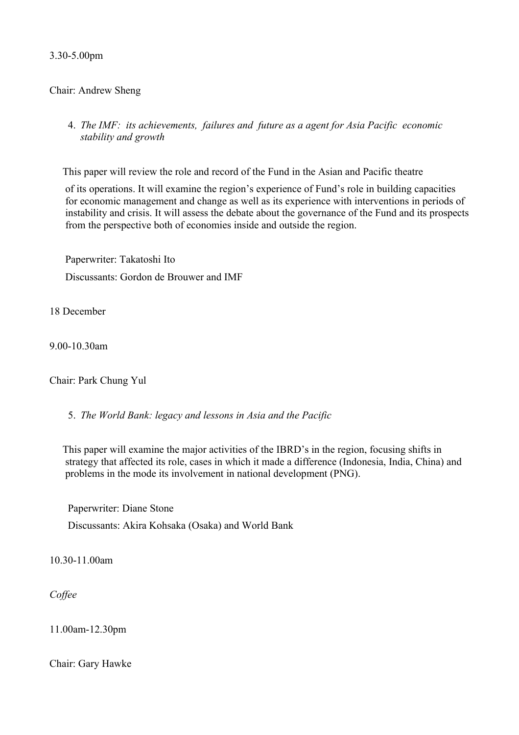3.30-5.00pm

Chair: Andrew Sheng

4. *The IMF: its achievements, failures and future as a agent for Asia Pacific economic stability and growth*

This paper will review the role and record of the Fund in the Asian and Pacific theatre of its operations. It will examine the region's experience of Fund's role in building capacities for economic management and change as well as its experience with interventions in periods of instability and crisis. It will assess the debate about the governance of the Fund and its prospects from the perspective both of economies inside and outside the region.

Paperwriter: Takatoshi Ito

Discussants: Gordon de Brouwer and IMF

18 December

9.00-10.30am

Chair: Park Chung Yul

5. *The World Bank: legacy and lessons in Asia and the Pacific*

This paper will examine the major activities of the IBRD's in the region, focusing shifts in strategy that affected its role, cases in which it made a difference (Indonesia, India, China) and problems in the mode its involvement in national development (PNG).

Paperwriter: Diane Stone

Discussants: Akira Kohsaka (Osaka) and World Bank

10.30-11.00am

*Coffee*

11.00am-12.30pm

Chair: Gary Hawke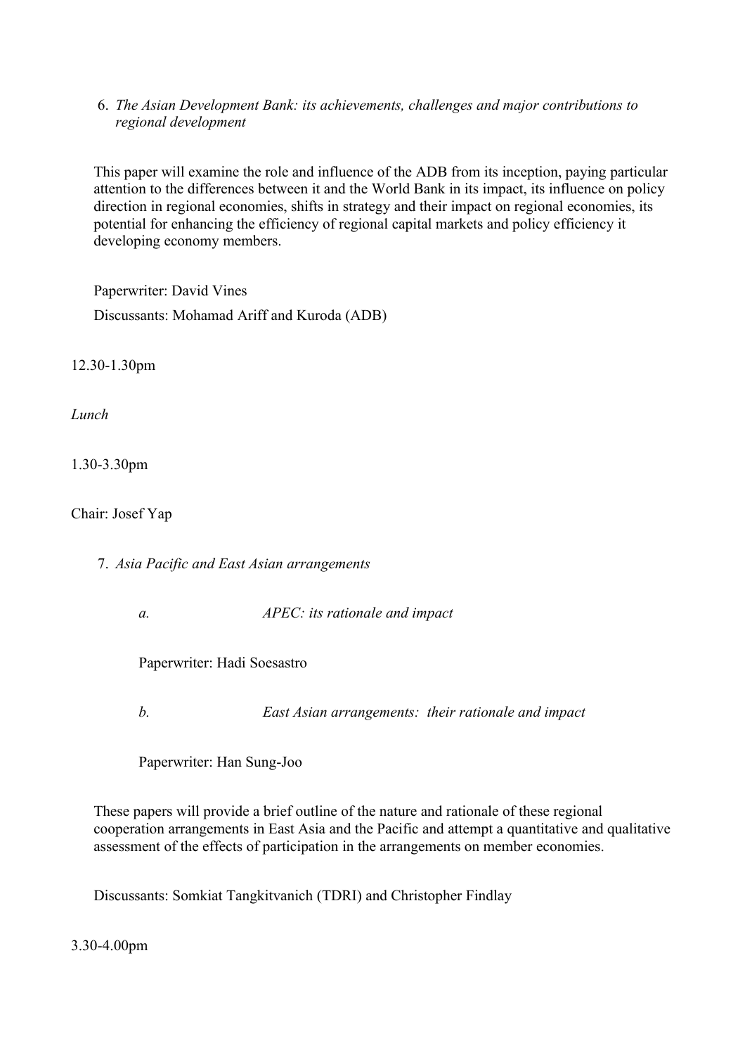6. *The Asian Development Bank: its achievements, challenges and major contributions to regional development*

This paper will examine the role and influence of the ADB from its inception, paying particular attention to the differences between it and the World Bank in its impact, its influence on policy direction in regional economies, shifts in strategy and their impact on regional economies, its potential for enhancing the efficiency of regional capital markets and policy efficiency it developing economy members.

Paperwriter: David Vines

Discussants: Mohamad Ariff and Kuroda (ADB)

12.30-1.30pm

*Lunch*

1.30-3.30pm

Chair: Josef Yap

7. *Asia Pacific and East Asian arrangements*

   *a.* *APEC: its rationale and impact*

   Paperwriter: Hadi Soesastro

   *b.* *East Asian arrangements: their rationale and impact*

   Paperwriter: Han Sung-Joo

These papers will provide a brief outline of the nature and rationale of these regional cooperation arrangements in East Asia and the Pacific and attempt a quantitative and qualitative assessment of the effects of participation in the arrangements on member economies.

Discussants: Somkiat Tangkitvanich (TDRI) and Christopher Findlay

3.30-4.00pm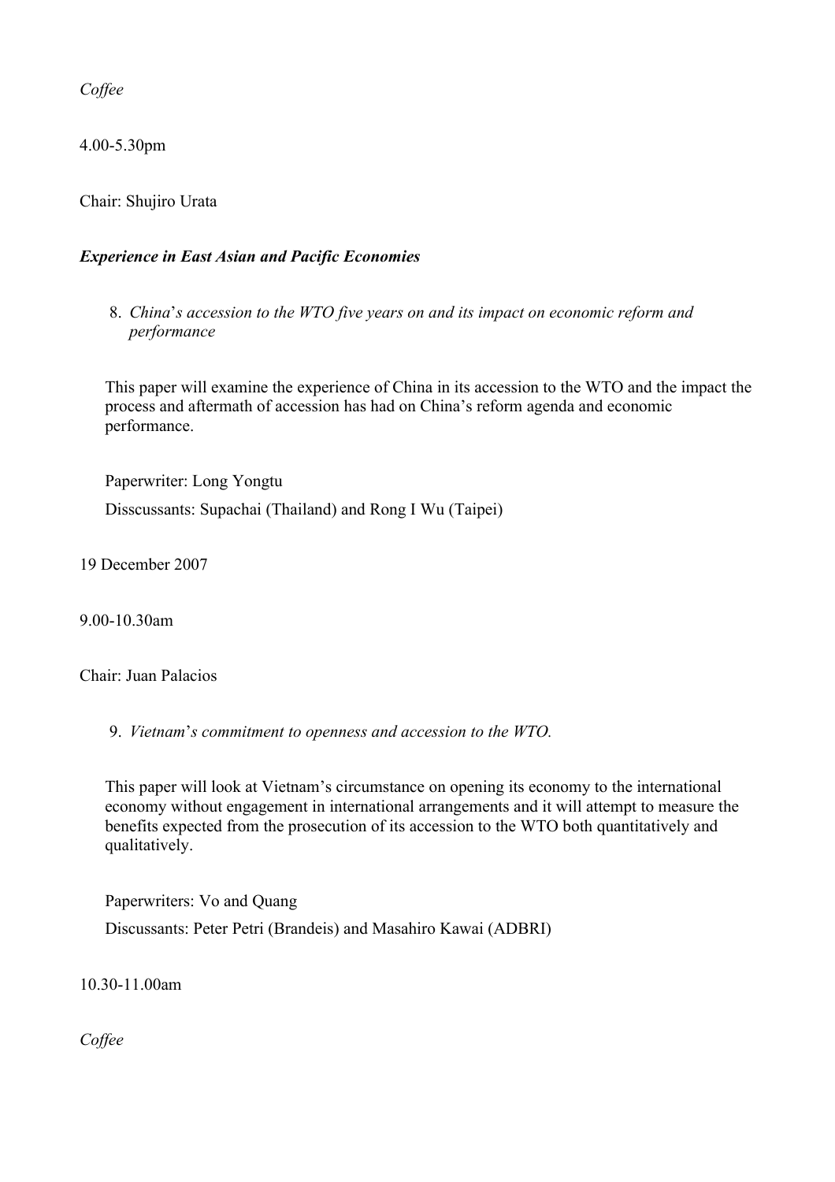*Coffee*

4.00-5.30pm

Chair: Shujiro Urata

***Experience in East Asian and Pacific Economies***

8. *China's accession to the WTO five years on and its impact on economic reform and performance*

This paper will examine the experience of China in its accession to the WTO and the impact the process and aftermath of accession has had on China's reform agenda and economic performance.

Paperwriter: Long Yongtu

Disscussants: Supachai (Thailand) and Rong I Wu (Taipei)

19 December 2007

9.00-10.30am

Chair: Juan Palacios

9. *Vietnam's commitment to openness and accession to the WTO.*

This paper will look at Vietnam's circumstance on opening its economy to the international economy without engagement in international arrangements and it will attempt to measure the benefits expected from the prosecution of its accession to the WTO both quantitatively and qualitatively.

Paperwriters: Vo and Quang

Discussants: Peter Petri (Brandeis) and Masahiro Kawai (ADBRI)

10.30-11.00am

*Coffee*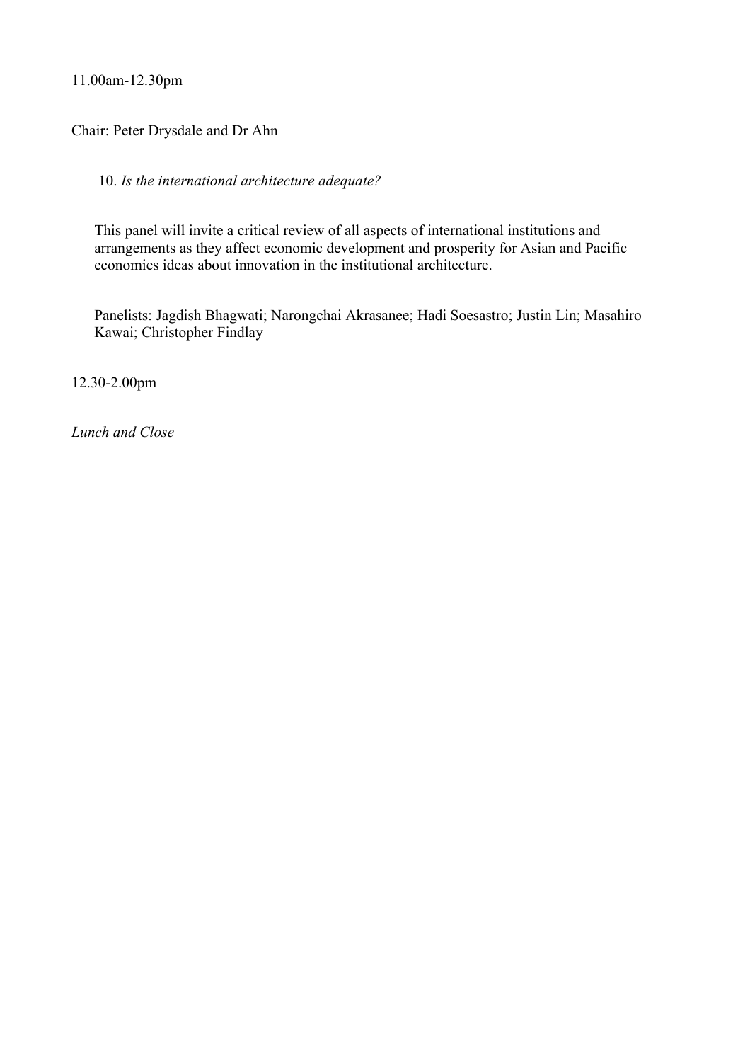11.00am-12.30pm

Chair: Peter Drysdale and Dr Ahn

10. *Is the international architecture adequate?*

This panel will invite a critical review of all aspects of international institutions and arrangements as they affect economic development and prosperity for Asian and Pacific economies ideas about innovation in the institutional architecture.

Panelists: Jagdish Bhagwati; Narongchai Akrasanee; Hadi Soesastro; Justin Lin; Masahiro Kawai; Christopher Findlay

12.30-2.00pm

*Lunch and Close*